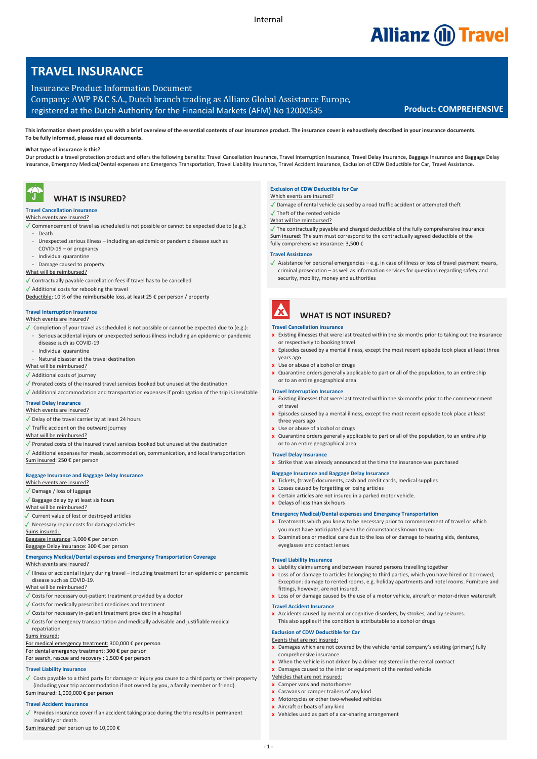# TRAVEL INSURANCE

Insurance Product Information Document

Company: AWP P&C S.A., Dutch branch trading as Allianz Global Assistance Europe, registered at the Dutch Authority for the Financial Markets (AFM) No 12000535

**Product: COMPREHENSIVE**

**This information sheet provides you with a brief overview of the essential contents of our insurance product. The insurance cover is exhaustively described in your insurance documents. To be fully informed, please read all documents.**

**What type of insurance is this?**

Our product is a travel protection product and offers the following benefits: Travel Cancellation Insurance, Travel Interruption Insurance, Travel Delay Insurance, Baggage Insurance and Baggage Delay Insurance, Emergency Medical/Dental expenses and Emergency Transportation, Travel Liability Insurance, Travel Accident Insurance, Exclusion of CDW Deductible for Car, Travel Assistance.

## WHAT IS INSURED?

### Travel Cancellation Insurance

Which events are insured?

- ✓ Commencement of travel as scheduled is not possible or cannot be expected due to (e.g.):
  - Death
  - Unexpected serious illness – including an epidemic or pandemic disease such as COVID-19 – or pregnancy
  - Individual quarantine
  - Damage caused to property

What will be reimbursed?

- ✓ Contractually payable cancellation fees if travel has to be cancelled
- ✓ Additional costs for rebooking the travel

Deductible: 10 % of the reimbursable loss, at least 25 € per person / property

### Travel Interruption Insurance

Which events are insured?

- ✓ Completion of your travel as scheduled is not possible or cannot be expected due to (e.g.):
  - Serious accidental injury or unexpected serious illness including an epidemic or pandemic disease such as COVID-19
  - Individual quarantine
  - Natural disaster at the travel destination

What will be reimbursed?

- ✓ Additional costs of journey
- ✓ Prorated costs of the insured travel services booked but unused at the destination
- ✓ Additional accommodation and transportation expenses if prolongation of the trip is inevitable

### Travel Delay Insurance

Which events are insured?

- ✓ Delay of the travel carrier by at least 24 hours
- ✓ Traffic accident on the outward journey

What will be reimbursed?

- ✓ Prorated costs of the insured travel services booked but unused at the destination
- ✓ Additional expenses for meals, accommodation, communication, and local transportation

Sum insured: 250 € per person

### Baggage Insurance and Baggage Delay Insurance

Which events are insured?

- ✓ Damage / loss of luggage
- ✓ Baggage delay by at least six hours

What will be reimbursed?

- ✓ Current value of lost or destroyed articles
- ✓ Necessary repair costs for damaged articles

Sums insured:

Baggage Insurance: 3,000 € per person

Baggage Delay Insurance: 300 € per person

### Emergency Medical/Dental expenses and Emergency Transportation Coverage

Which events are insured?

- ✓ Illness or accidental injury during travel – including treatment for an epidemic or pandemic disease such as COVID-19.

What will be reimbursed?

- ✓ Costs for necessary out-patient treatment provided by a doctor
- ✓ Costs for medically prescribed medicines and treatment
- ✓ Costs for necessary in-patient treatment provided in a hospital
- ✓ Costs for emergency transportation and medically advisable and justifiable medical repatriation

Sums insured:

For medical emergency treatment: 300,000 € per person

For dental emergency treatment: 300 € per person

For search, rescue and recovery : 1,500 € per person

### Travel Liability Insurance

- ✓ Costs payable to a third party for damage or injury you cause to a third party or their property (including your trip accommodation if not owned by you, a family member or friend).

Sum insured: 1,000,000 € per person

### Travel Accident Insurance

- ✓ Provides insurance cover if an accident taking place during the trip results in permanent invalidity or death.

Sum insured: per person up to 10,000 €

### Exclusion of CDW Deductible for Car

Which events are insured?

- ✓ Damage of rental vehicle caused by a road traffic accident or attempted theft
- ✓ Theft of the rented vehicle

What will be reimbursed?

- ✓ The contractually payable and charged deductible of the fully comprehensive insurance

Sum insured: The sum must correspond to the contractually agreed deductible of the fully comprehensive insurance: 3,500 €

### Travel Assistance

- ✓ Assistance for personal emergencies – e.g. in case of illness or loss of travel payment means, criminal prosecution – as well as information services for questions regarding safety and security, mobility, money and authorities

## WHAT IS NOT INSURED?

### Travel Cancellation Insurance

- x Existing illnesses that were last treated within the six months prior to taking out the insurance or respectively to booking travel
- x Episodes caused by a mental illness, except the most recent episode took place at least three years ago
- x Use or abuse of alcohol or drugs
- x Quarantine orders generally applicable to part or all of the population, to an entire ship or to an entire geographical area

### Travel Interruption Insurance

- x Existing illnesses that were last treated within the six months prior to the commencement of travel
- x Episodes caused by a mental illness, except the most recent episode took place at least three years ago
- x Use or abuse of alcohol or drugs
- x Quarantine orders generally applicable to part or all of the population, to an entire ship or to an entire geographical area

### Travel Delay Insurance

- x Strike that was already announced at the time the insurance was purchased

### Baggage Insurance and Baggage Delay Insurance

- x Tickets, (travel) documents, cash and credit cards, medical supplies
- x Losses caused by forgetting or losing articles
- x Certain articles are not insured in a parked motor vehicle.
- x Delays of less than six hours

### Emergency Medical/Dental expenses and Emergency Transportation

- x Treatments which you knew to be necessary prior to commencement of travel or which you must have anticipated given the circumstances known to you
- x Examinations or medical care due to the loss of or damage to hearing aids, dentures, eyeglasses and contact lenses

### Travel Liability Insurance

- x Liability claims among and between insured persons travelling together
- x Loss of or damage to articles belonging to third parties, which you have hired or borrowed; Exception: damage to rented rooms, e.g. holiday apartments and hotel rooms. Furniture and fittings, however, are not insured.
- x Loss of or damage caused by the use of a motor vehicle, aircraft or motor-driven watercraft

### Travel Accident Insurance

- x Accidents caused by mental or cognitive disorders, by strokes, and by seizures. This also applies if the condition is attributable to alcohol or drugs

### Exclusion of CDW Deductible for Car

Events that are not insured:

- x Damages which are not covered by the vehicle rental company's existing (primary) fully comprehensive insurance
- x When the vehicle is not driven by a driver registered in the rental contract
- x Damages caused to the interior equipment of the rented vehicle

Vehicles that are not insured:

- x Camper vans and motorhomes
- x Caravans or camper trailers of any kind
- x Motorcycles or other two-wheeled vehicles
- x Aircraft or boats of any kind
- x Vehicles used as part of a car-sharing arrangement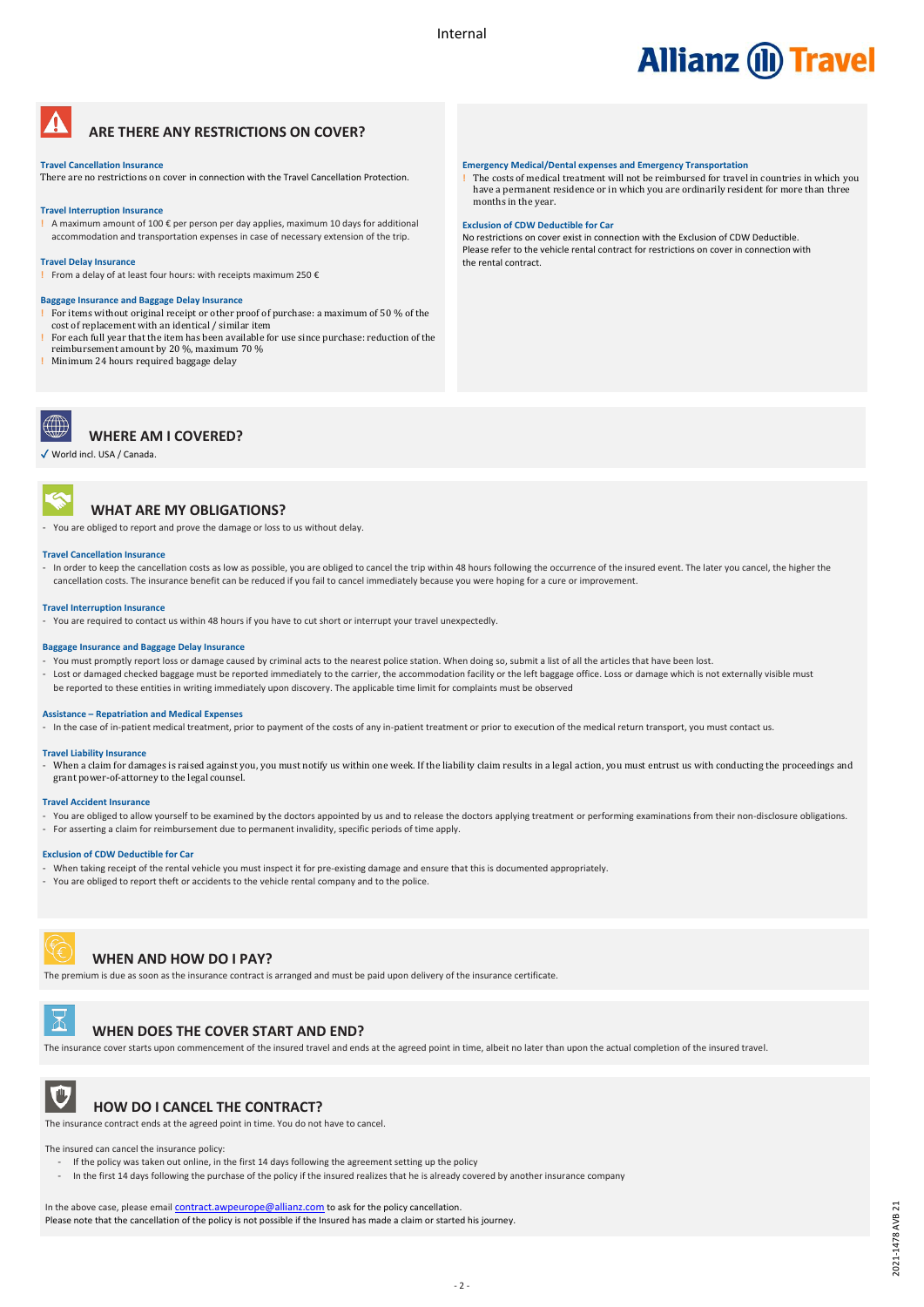## ARE THERE ANY RESTRICTIONS ON COVER?

**Travel Cancellation Insurance**

There are no restrictions on cover in connection with the Travel Cancellation Protection.

**Travel Interruption Insurance**

! A maximum amount of 100 € per person per day applies, maximum 10 days for additional accommodation and transportation expenses in case of necessary extension of the trip.

**Travel Delay Insurance**

! From a delay of at least four hours: with receipts maximum 250 €

**Baggage Insurance and Baggage Delay Insurance**

! For items without original receipt or other proof of purchase: a maximum of 50 % of the cost of replacement with an identical / similar item

! For each full year that the item has been available for use since purchase: reduction of the reimbursement amount by 20 %, maximum 70 %

! Minimum 24 hours required baggage delay

**Emergency Medical/Dental expenses and Emergency Transportation**

! The costs of medical treatment will not be reimbursed for travel in countries in which you have a permanent residence or in which you are ordinarily resident for more than three months in the year.

**Exclusion of CDW Deductible for Car**

No restrictions on cover exist in connection with the Exclusion of CDW Deductible. Please refer to the vehicle rental contract for restrictions on cover in connection with the rental contract.

## WHERE AM I COVERED?

✓ World incl. USA / Canada.

## WHAT ARE MY OBLIGATIONS?

- You are obliged to report and prove the damage or loss to us without delay.

**Travel Cancellation Insurance**

- In order to keep the cancellation costs as low as possible, you are obliged to cancel the trip within 48 hours following the occurrence of the insured event. The later you cancel, the higher the cancellation costs. The insurance benefit can be reduced if you fail to cancel immediately because you were hoping for a cure or improvement.

**Travel Interruption Insurance**

- You are required to contact us within 48 hours if you have to cut short or interrupt your travel unexpectedly.

**Baggage Insurance and Baggage Delay Insurance**

- You must promptly report loss or damage caused by criminal acts to the nearest police station. When doing so, submit a list of all the articles that have been lost.
- Lost or damaged checked baggage must be reported immediately to the carrier, the accommodation facility or the left baggage office. Loss or damage which is not externally visible must be reported to these entities in writing immediately upon discovery. The applicable time limit for complaints must be observed

**Assistance – Repatriation and Medical Expenses**

- In the case of in-patient medical treatment, prior to payment of the costs of any in-patient treatment or prior to execution of the medical return transport, you must contact us.

**Travel Liability Insurance**

- When a claim for damages is raised against you, you must notify us within one week. If the liability claim results in a legal action, you must entrust us with conducting the proceedings and grant power-of-attorney to the legal counsel.

**Travel Accident Insurance**

- You are obliged to allow yourself to be examined by the doctors appointed by us and to release the doctors applying treatment or performing examinations from their non-disclosure obligations.
- For asserting a claim for reimbursement due to permanent invalidity, specific periods of time apply.

**Exclusion of CDW Deductible for Car**

- When taking receipt of the rental vehicle you must inspect it for pre-existing damage and ensure that this is documented appropriately.
- You are obliged to report theft or accidents to the vehicle rental company and to the police.

## WHEN AND HOW DO I PAY?

The premium is due as soon as the insurance contract is arranged and must be paid upon delivery of the insurance certificate.

## WHEN DOES THE COVER START AND END?

The insurance cover starts upon commencement of the insured travel and ends at the agreed point in time, albeit no later than upon the actual completion of the insured travel.

## HOW DO I CANCEL THE CONTRACT?

The insurance contract ends at the agreed point in time. You do not have to cancel.

The insured can cancel the insurance policy:

- If the policy was taken out online, in the first 14 days following the agreement setting up the policy
- In the first 14 days following the purchase of the policy if the insured realizes that he is already covered by another insurance company

In the above case, please email contract.awpeurope@allianz.com to ask for the policy cancellation.
Please note that the cancellation of the policy is not possible if the Insured has made a claim or started his journey.

2021-1478 AVB 21